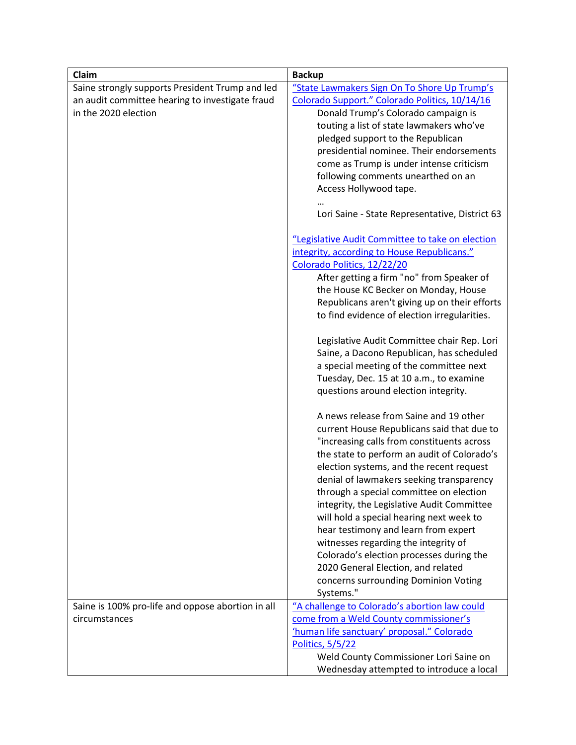| Claim | Backup |
|---|---|
| Saine strongly supports President Trump and led an audit committee hearing to investigate fraud in the 2020 election | ["State Lawmakers Sign On To Shore Up Trump's Colorado Support." Colorado Politics, 10/14/16]() <br><br> Donald Trump's Colorado campaign is touting a list of state lawmakers who've pledged support to the Republican presidential nominee. Their endorsements come as Trump is under intense criticism following comments unearthed on an Access Hollywood tape. <br> … <br> Lori Saine - State Representative, District 63 <br><br> ["Legislative Audit Committee to take on election integrity, according to House Republicans." Colorado Politics, 12/22/20]() <br><br> After getting a firm "no" from Speaker of the House KC Becker on Monday, House Republicans aren't giving up on their efforts to find evidence of election irregularities. <br><br> Legislative Audit Committee chair Rep. Lori Saine, a Dacono Republican, has scheduled a special meeting of the committee next Tuesday, Dec. 15 at 10 a.m., to examine questions around election integrity. <br><br> A news release from Saine and 19 other current House Republicans said that due to "increasing calls from constituents across the state to perform an audit of Colorado's election systems, and the recent request denial of lawmakers seeking transparency through a special committee on election integrity, the Legislative Audit Committee will hold a special hearing next week to hear testimony and learn from expert witnesses regarding the integrity of Colorado's election processes during the 2020 General Election, and related concerns surrounding Dominion Voting Systems." |
| Saine is 100% pro-life and oppose abortion in all circumstances | ["A challenge to Colorado's abortion law could come from a Weld County commissioner's 'human life sanctuary' proposal." Colorado Politics, 5/5/22]() <br><br> Weld County Commissioner Lori Saine on Wednesday attempted to introduce a local |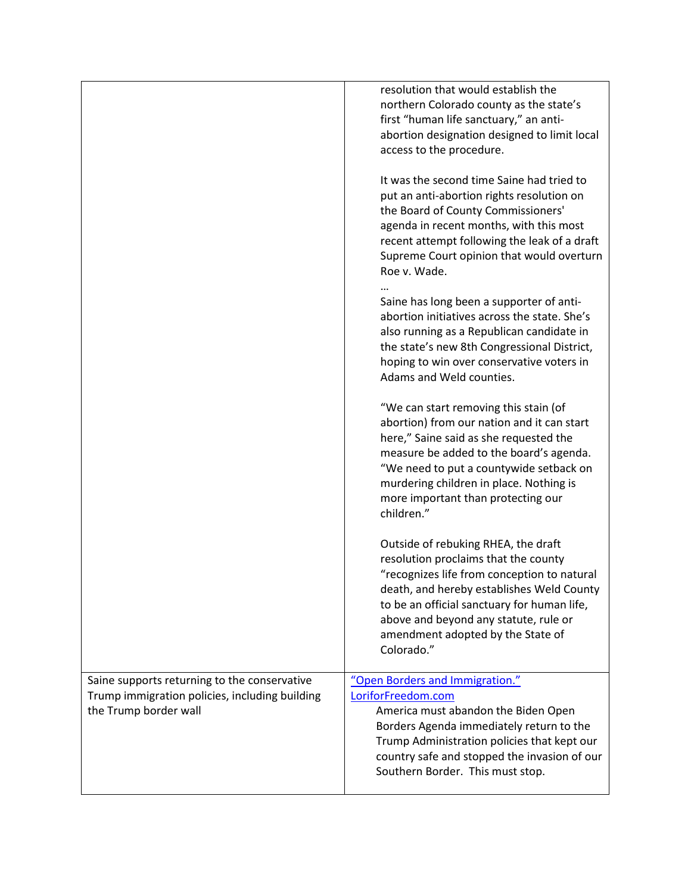| | |
|---|---|
| | resolution that would establish the northern Colorado county as the state's first "human life sanctuary," an anti-abortion designation designed to limit local access to the procedure.<br><br>It was the second time Saine had tried to put an anti-abortion rights resolution on the Board of County Commissioners' agenda in recent months, with this most recent attempt following the leak of a draft Supreme Court opinion that would overturn Roe v. Wade.<br>…<br>Saine has long been a supporter of anti-abortion initiatives across the state. She's also running as a Republican candidate in the state's new 8th Congressional District, hoping to win over conservative voters in Adams and Weld counties.<br><br>"We can start removing this stain (of abortion) from our nation and it can start here," Saine said as she requested the measure be added to the board's agenda. "We need to put a countywide setback on murdering children in place. Nothing is more important than protecting our children."<br><br>Outside of rebuking RHEA, the draft resolution proclaims that the county "recognizes life from conception to natural death, and hereby establishes Weld County to be an official sanctuary for human life, above and beyond any statute, rule or amendment adopted by the State of Colorado." |
| Saine supports returning to the conservative Trump immigration policies, including building the Trump border wall | "Open Borders and Immigration." LoriforFreedom.com<br>America must abandon the Biden Open Borders Agenda immediately return to the Trump Administration policies that kept our country safe and stopped the invasion of our Southern Border. This must stop. |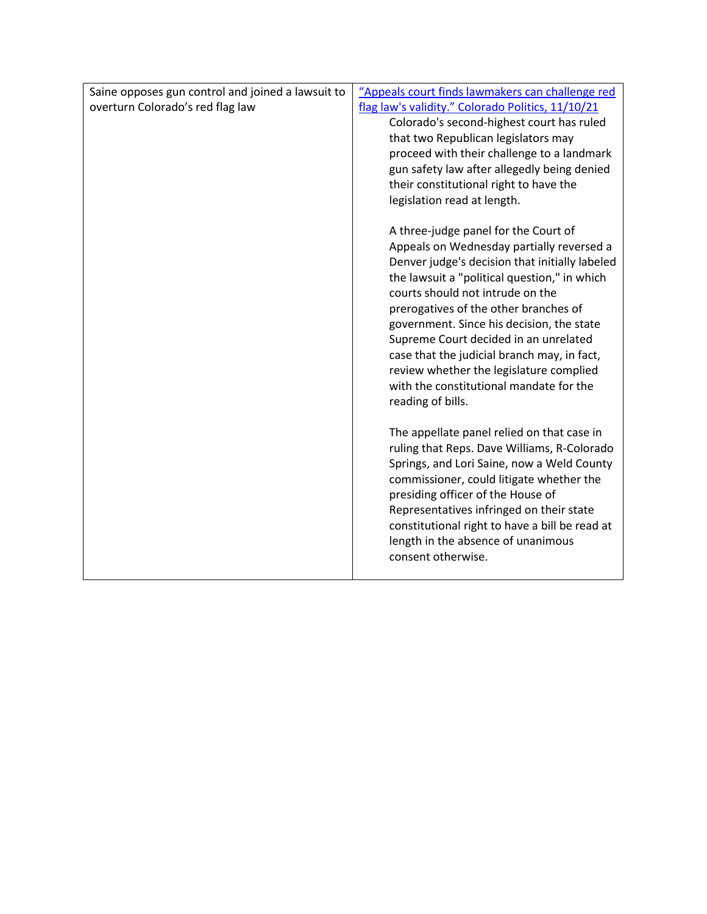| | |
|---|---|
| Saine opposes gun control and joined a lawsuit to overturn Colorado's red flag law | "Appeals court finds lawmakers can challenge red flag law's validity." Colorado Politics, 11/10/21<br>Colorado's second-highest court has ruled that two Republican legislators may proceed with their challenge to a landmark gun safety law after allegedly being denied their constitutional right to have the legislation read at length.<br><br>A three-judge panel for the Court of Appeals on Wednesday partially reversed a Denver judge's decision that initially labeled the lawsuit a "political question," in which courts should not intrude on the prerogatives of the other branches of government. Since his decision, the state Supreme Court decided in an unrelated case that the judicial branch may, in fact, review whether the legislature complied with the constitutional mandate for the reading of bills.<br><br>The appellate panel relied on that case in ruling that Reps. Dave Williams, R-Colorado Springs, and Lori Saine, now a Weld County commissioner, could litigate whether the presiding officer of the House of Representatives infringed on their state constitutional right to have a bill be read at length in the absence of unanimous consent otherwise. |